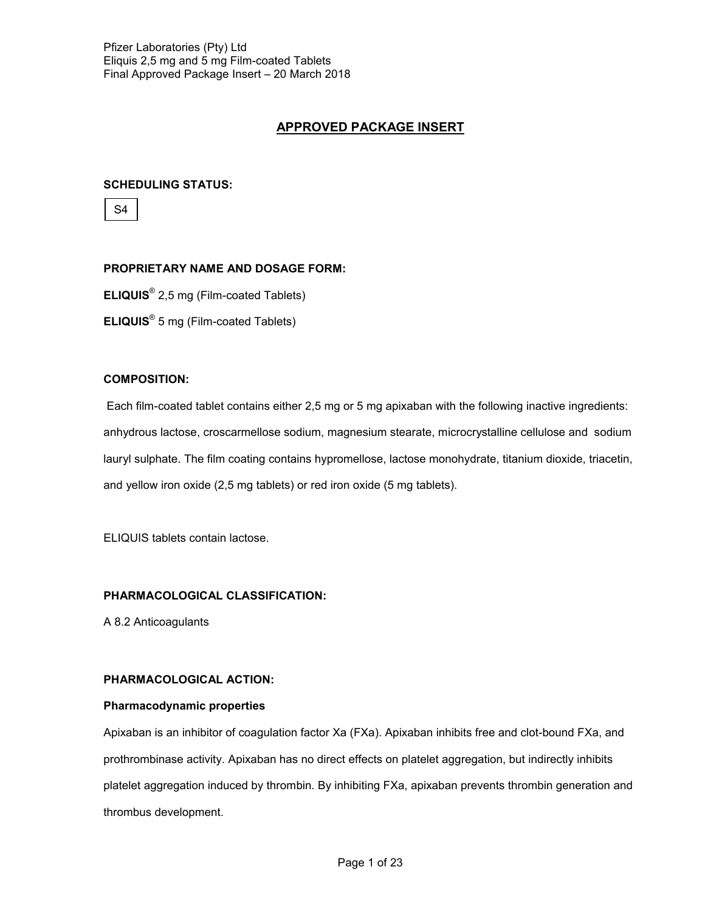## APPROVED PACKAGE INSERT

**SCHEDULING STATUS:**

S4

**PROPRIETARY NAME AND DOSAGE FORM:**

**ELIQUIS®** 2,5 mg (Film-coated Tablets)

**ELIQUIS®** 5 mg (Film-coated Tablets)

**COMPOSITION:**

Each film-coated tablet contains either 2,5 mg or 5 mg apixaban with the following inactive ingredients: anhydrous lactose, croscarmellose sodium, magnesium stearate, microcrystalline cellulose and sodium lauryl sulphate. The film coating contains hypromellose, lactose monohydrate, titanium dioxide, triacetin, and yellow iron oxide (2,5 mg tablets) or red iron oxide (5 mg tablets).

ELIQUIS tablets contain lactose.

**PHARMACOLOGICAL CLASSIFICATION:**

A 8.2 Anticoagulants

**PHARMACOLOGICAL ACTION:**

**Pharmacodynamic properties**

Apixaban is an inhibitor of coagulation factor Xa (FXa). Apixaban inhibits free and clot-bound FXa, and prothrombinase activity. Apixaban has no direct effects on platelet aggregation, but indirectly inhibits platelet aggregation induced by thrombin. By inhibiting FXa, apixaban prevents thrombin generation and thrombus development.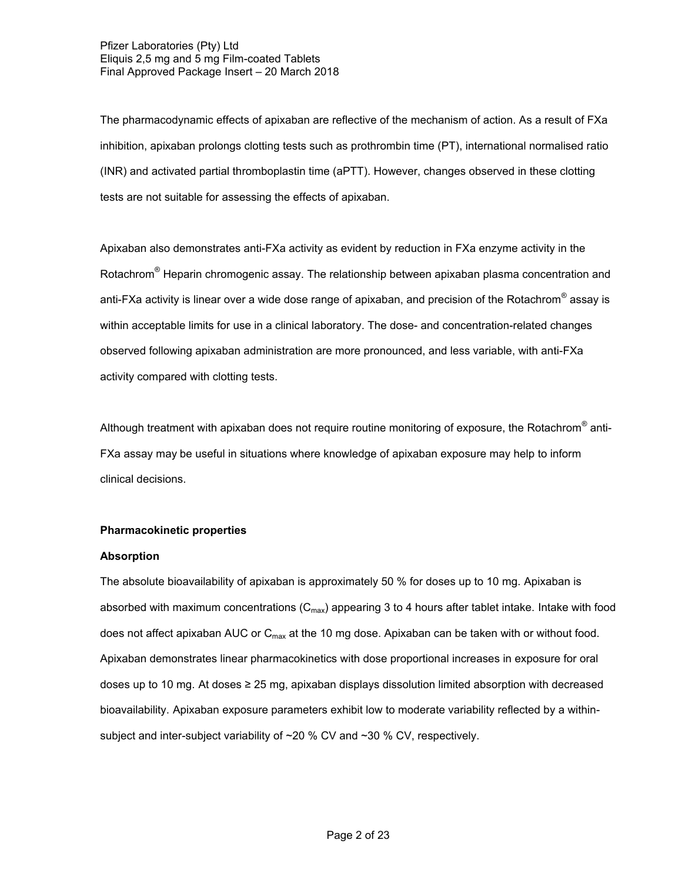The pharmacodynamic effects of apixaban are reflective of the mechanism of action. As a result of FXa inhibition, apixaban prolongs clotting tests such as prothrombin time (PT), international normalised ratio (INR) and activated partial thromboplastin time (aPTT). However, changes observed in these clotting tests are not suitable for assessing the effects of apixaban.

Apixaban also demonstrates anti-FXa activity as evident by reduction in FXa enzyme activity in the Rotachrom® Heparin chromogenic assay. The relationship between apixaban plasma concentration and anti-FXa activity is linear over a wide dose range of apixaban, and precision of the Rotachrom® assay is within acceptable limits for use in a clinical laboratory. The dose- and concentration-related changes observed following apixaban administration are more pronounced, and less variable, with anti-FXa activity compared with clotting tests.

Although treatment with apixaban does not require routine monitoring of exposure, the Rotachrom® anti-FXa assay may be useful in situations where knowledge of apixaban exposure may help to inform clinical decisions.

**Pharmacokinetic properties**

**Absorption**

The absolute bioavailability of apixaban is approximately 50 % for doses up to 10 mg. Apixaban is absorbed with maximum concentrations ($C_{max}$) appearing 3 to 4 hours after tablet intake. Intake with food does not affect apixaban AUC or $C_{max}$ at the 10 mg dose. Apixaban can be taken with or without food. Apixaban demonstrates linear pharmacokinetics with dose proportional increases in exposure for oral doses up to 10 mg. At doses ≥ 25 mg, apixaban displays dissolution limited absorption with decreased bioavailability. Apixaban exposure parameters exhibit low to moderate variability reflected by a within-subject and inter-subject variability of ~20 % CV and ~30 % CV, respectively.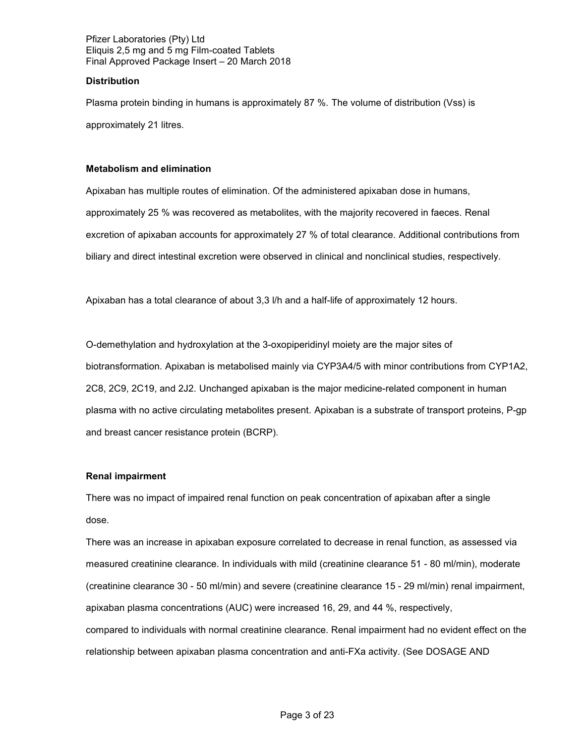**Distribution**

Plasma protein binding in humans is approximately 87 %. The volume of distribution (Vss) is approximately 21 litres.

**Metabolism and elimination**

Apixaban has multiple routes of elimination. Of the administered apixaban dose in humans, approximately 25 % was recovered as metabolites, with the majority recovered in faeces. Renal excretion of apixaban accounts for approximately 27 % of total clearance. Additional contributions from biliary and direct intestinal excretion were observed in clinical and nonclinical studies, respectively.

Apixaban has a total clearance of about 3,3 l/h and a half-life of approximately 12 hours.

O-demethylation and hydroxylation at the 3-oxopiperidinyl moiety are the major sites of biotransformation. Apixaban is metabolised mainly via CYP3A4/5 with minor contributions from CYP1A2, 2C8, 2C9, 2C19, and 2J2. Unchanged apixaban is the major medicine-related component in human plasma with no active circulating metabolites present. Apixaban is a substrate of transport proteins, P-gp and breast cancer resistance protein (BCRP).

**Renal impairment**

There was no impact of impaired renal function on peak concentration of apixaban after a single dose.

There was an increase in apixaban exposure correlated to decrease in renal function, as assessed via measured creatinine clearance. In individuals with mild (creatinine clearance 51 - 80 ml/min), moderate (creatinine clearance 30 - 50 ml/min) and severe (creatinine clearance 15 - 29 ml/min) renal impairment, apixaban plasma concentrations (AUC) were increased 16, 29, and 44 %, respectively, compared to individuals with normal creatinine clearance. Renal impairment had no evident effect on the relationship between apixaban plasma concentration and anti-FXa activity. (See DOSAGE AND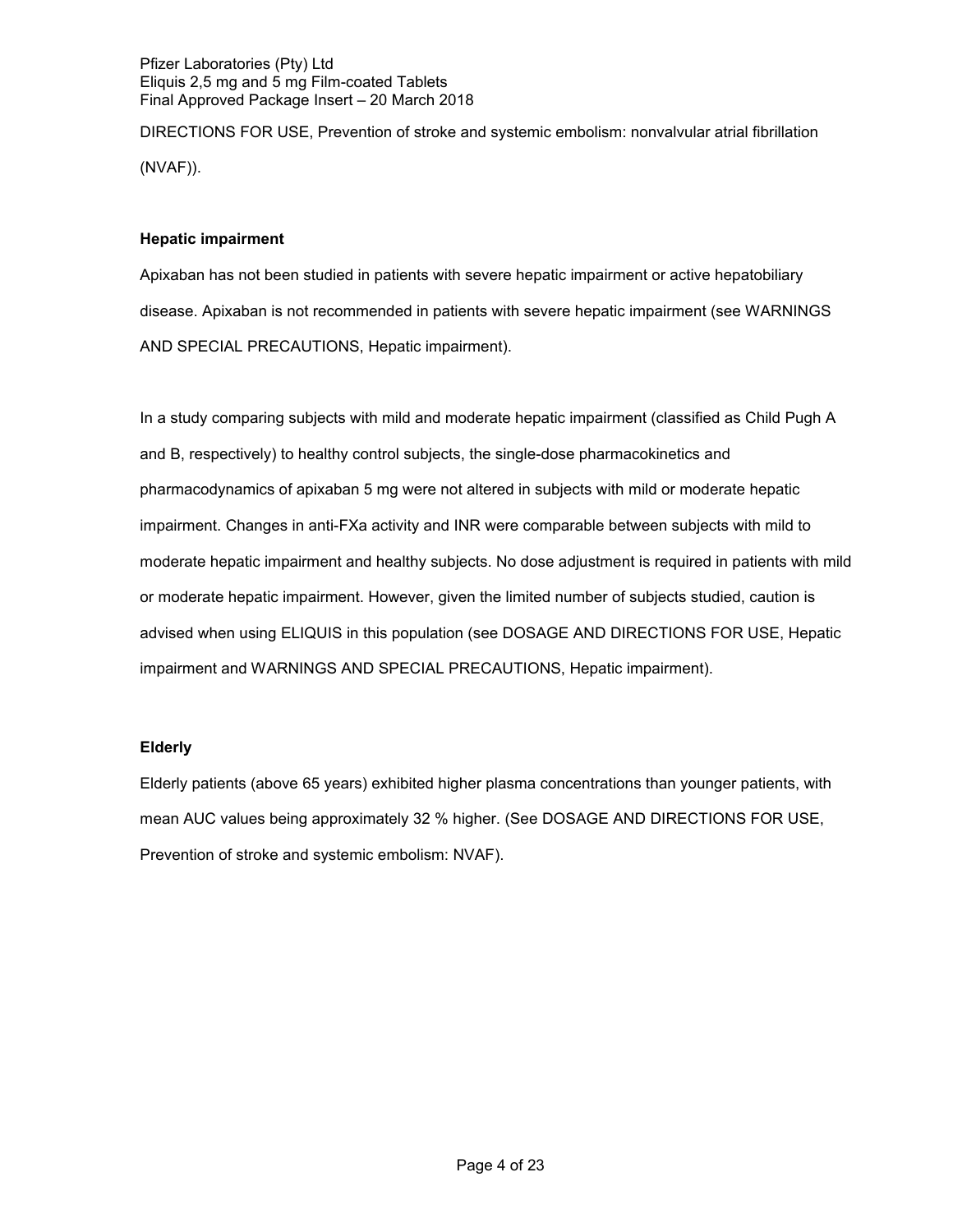DIRECTIONS FOR USE, Prevention of stroke and systemic embolism: nonvalvular atrial fibrillation (NVAF)).

**Hepatic impairment**

Apixaban has not been studied in patients with severe hepatic impairment or active hepatobiliary disease. Apixaban is not recommended in patients with severe hepatic impairment (see WARNINGS AND SPECIAL PRECAUTIONS, Hepatic impairment).

In a study comparing subjects with mild and moderate hepatic impairment (classified as Child Pugh A and B, respectively) to healthy control subjects, the single-dose pharmacokinetics and pharmacodynamics of apixaban 5 mg were not altered in subjects with mild or moderate hepatic impairment. Changes in anti-FXa activity and INR were comparable between subjects with mild to moderate hepatic impairment and healthy subjects. No dose adjustment is required in patients with mild or moderate hepatic impairment. However, given the limited number of subjects studied, caution is advised when using ELIQUIS in this population (see DOSAGE AND DIRECTIONS FOR USE, Hepatic impairment and WARNINGS AND SPECIAL PRECAUTIONS, Hepatic impairment).

**Elderly**

Elderly patients (above 65 years) exhibited higher plasma concentrations than younger patients, with mean AUC values being approximately 32 % higher. (See DOSAGE AND DIRECTIONS FOR USE, Prevention of stroke and systemic embolism: NVAF).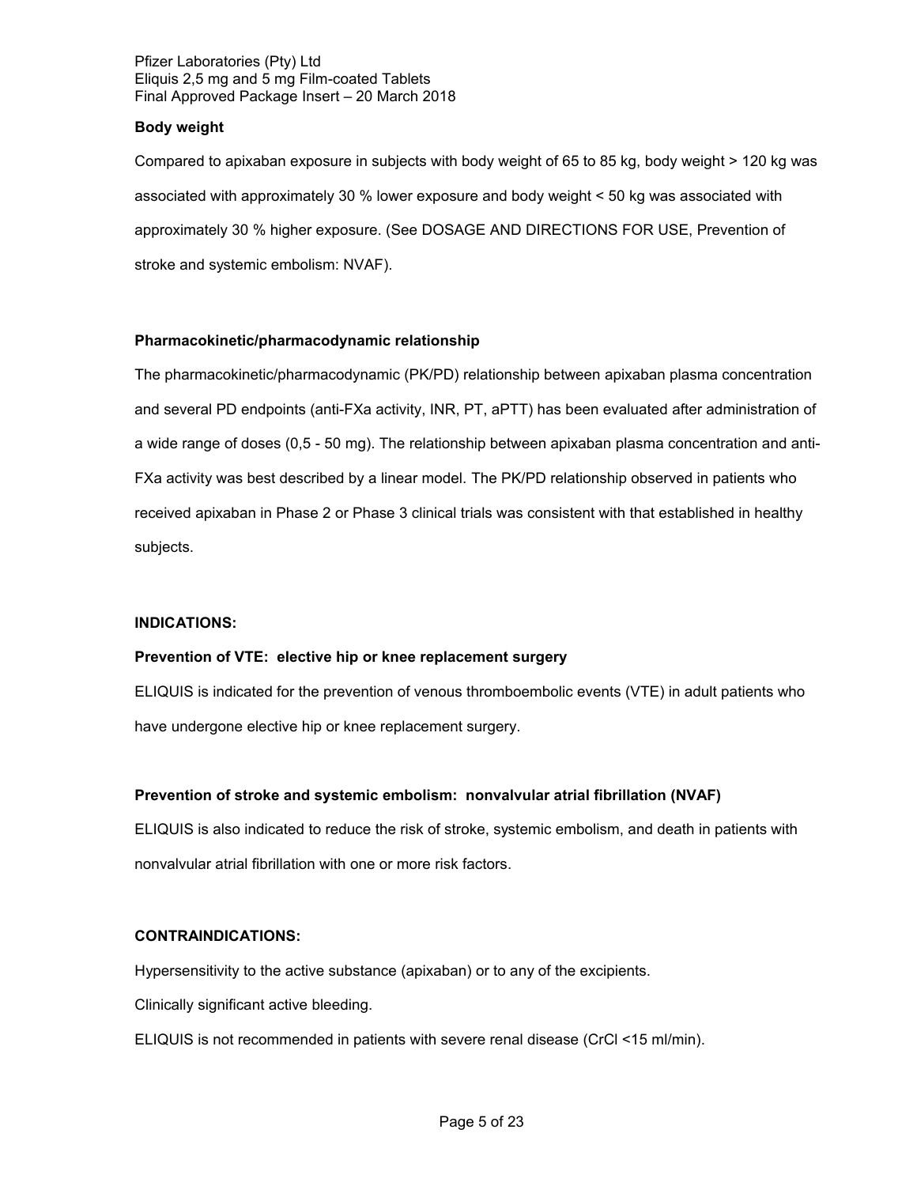**Body weight**

Compared to apixaban exposure in subjects with body weight of 65 to 85 kg, body weight > 120 kg was associated with approximately 30 % lower exposure and body weight < 50 kg was associated with approximately 30 % higher exposure. (See DOSAGE AND DIRECTIONS FOR USE, Prevention of stroke and systemic embolism: NVAF).

**Pharmacokinetic/pharmacodynamic relationship**

The pharmacokinetic/pharmacodynamic (PK/PD) relationship between apixaban plasma concentration and several PD endpoints (anti-FXa activity, INR, PT, aPTT) has been evaluated after administration of a wide range of doses (0,5 - 50 mg). The relationship between apixaban plasma concentration and anti-FXa activity was best described by a linear model. The PK/PD relationship observed in patients who received apixaban in Phase 2 or Phase 3 clinical trials was consistent with that established in healthy subjects.

## INDICATIONS:

**Prevention of VTE: elective hip or knee replacement surgery**

ELIQUIS is indicated for the prevention of venous thromboembolic events (VTE) in adult patients who have undergone elective hip or knee replacement surgery.

**Prevention of stroke and systemic embolism: nonvalvular atrial fibrillation (NVAF)**

ELIQUIS is also indicated to reduce the risk of stroke, systemic embolism, and death in patients with nonvalvular atrial fibrillation with one or more risk factors.

## CONTRAINDICATIONS:

Hypersensitivity to the active substance (apixaban) or to any of the excipients.

Clinically significant active bleeding.

ELIQUIS is not recommended in patients with severe renal disease (CrCl <15 ml/min).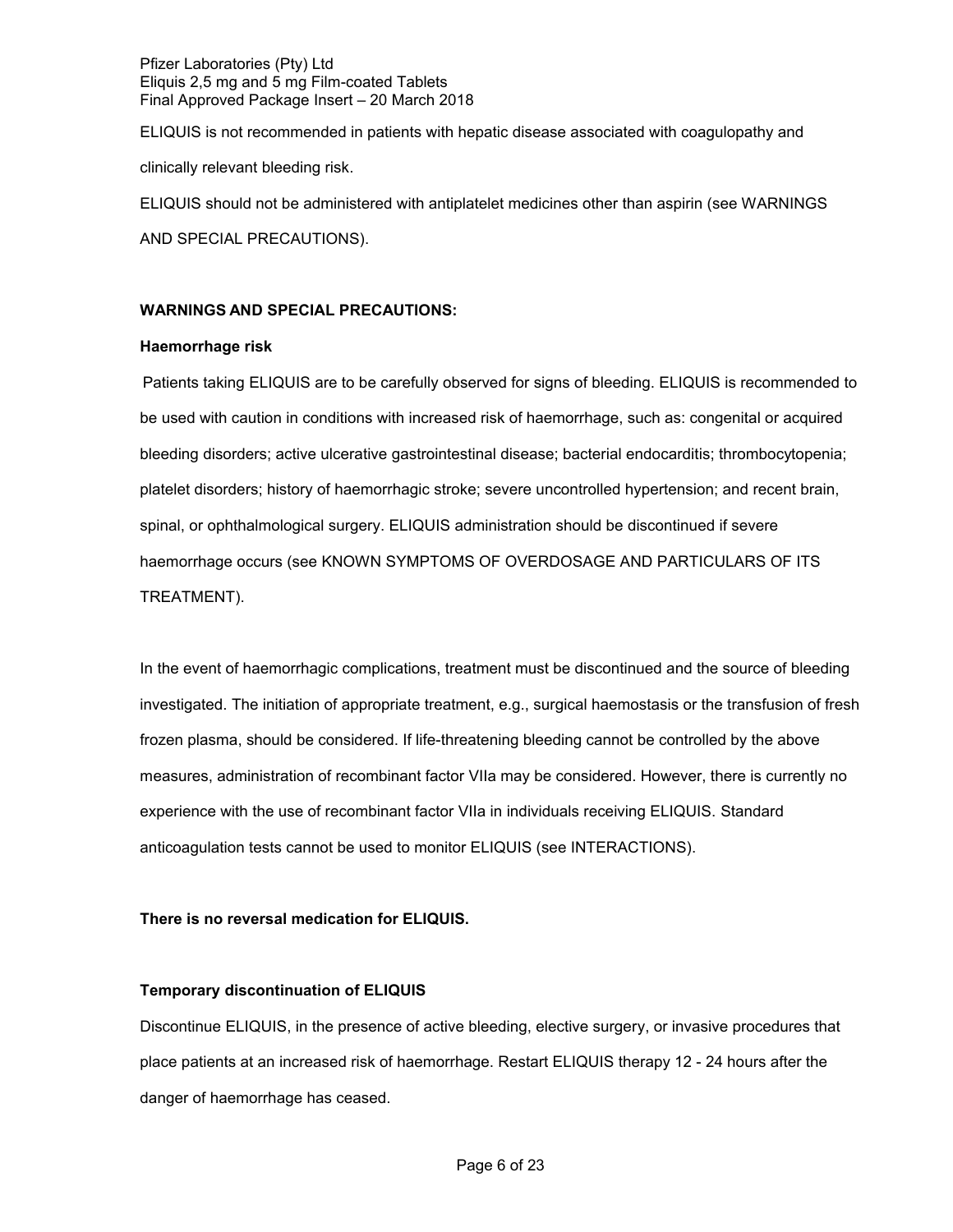ELIQUIS is not recommended in patients with hepatic disease associated with coagulopathy and clinically relevant bleeding risk.

ELIQUIS should not be administered with antiplatelet medicines other than aspirin (see WARNINGS AND SPECIAL PRECAUTIONS).

**WARNINGS AND SPECIAL PRECAUTIONS:**

**Haemorrhage risk**

Patients taking ELIQUIS are to be carefully observed for signs of bleeding. ELIQUIS is recommended to be used with caution in conditions with increased risk of haemorrhage, such as: congenital or acquired bleeding disorders; active ulcerative gastrointestinal disease; bacterial endocarditis; thrombocytopenia; platelet disorders; history of haemorrhagic stroke; severe uncontrolled hypertension; and recent brain, spinal, or ophthalmological surgery. ELIQUIS administration should be discontinued if severe haemorrhage occurs (see KNOWN SYMPTOMS OF OVERDOSAGE AND PARTICULARS OF ITS TREATMENT).

In the event of haemorrhagic complications, treatment must be discontinued and the source of bleeding investigated. The initiation of appropriate treatment, e.g., surgical haemostasis or the transfusion of fresh frozen plasma, should be considered. If life-threatening bleeding cannot be controlled by the above measures, administration of recombinant factor VIIa may be considered. However, there is currently no experience with the use of recombinant factor VIIa in individuals receiving ELIQUIS. Standard anticoagulation tests cannot be used to monitor ELIQUIS (see INTERACTIONS).

**There is no reversal medication for ELIQUIS.**

**Temporary discontinuation of ELIQUIS**

Discontinue ELIQUIS, in the presence of active bleeding, elective surgery, or invasive procedures that place patients at an increased risk of haemorrhage. Restart ELIQUIS therapy 12 - 24 hours after the danger of haemorrhage has ceased.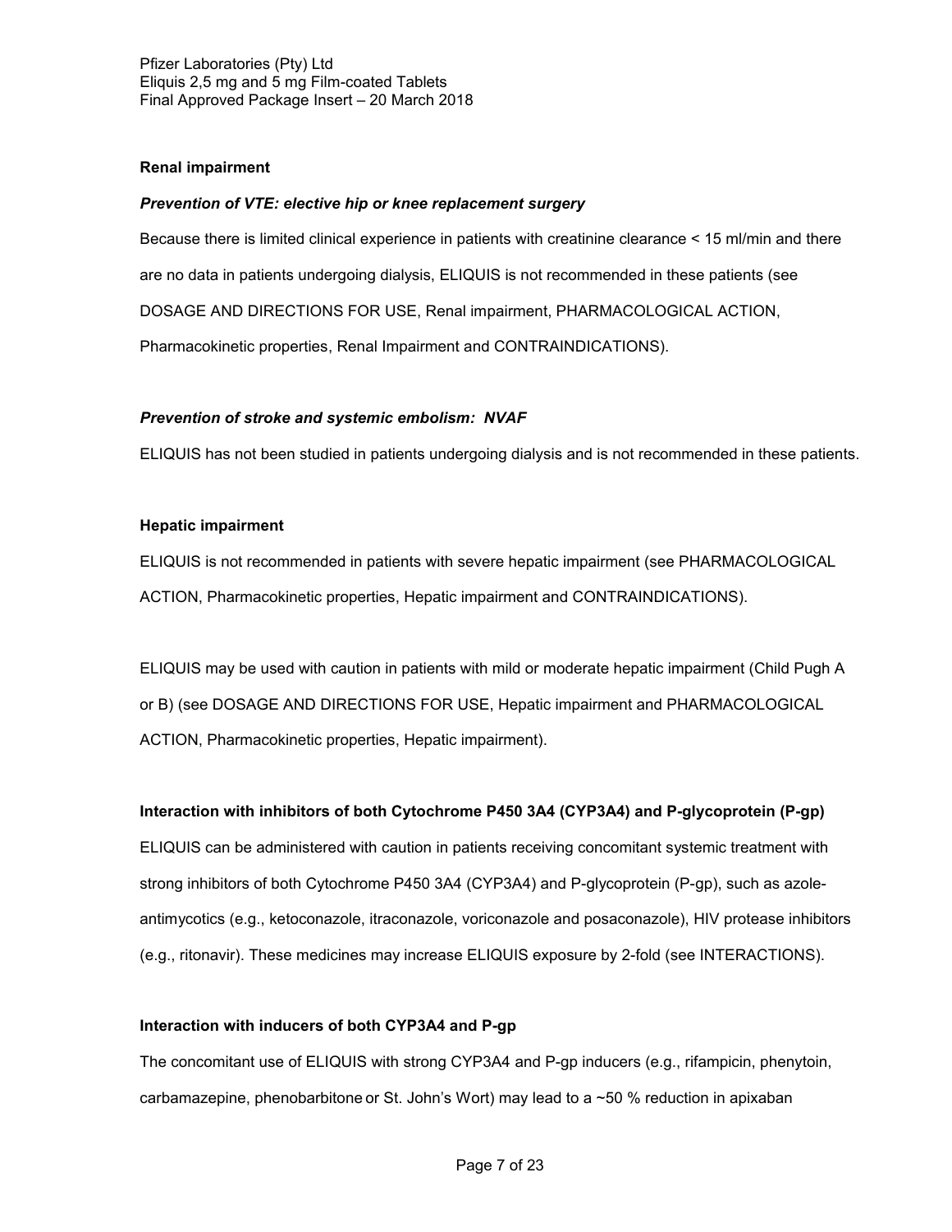**Renal impairment**

***Prevention of VTE: elective hip or knee replacement surgery***

Because there is limited clinical experience in patients with creatinine clearance < 15 ml/min and there are no data in patients undergoing dialysis, ELIQUIS is not recommended in these patients (see DOSAGE AND DIRECTIONS FOR USE, Renal impairment, PHARMACOLOGICAL ACTION, Pharmacokinetic properties, Renal Impairment and CONTRAINDICATIONS).

***Prevention of stroke and systemic embolism: NVAF***

ELIQUIS has not been studied in patients undergoing dialysis and is not recommended in these patients.

**Hepatic impairment**

ELIQUIS is not recommended in patients with severe hepatic impairment (see PHARMACOLOGICAL ACTION, Pharmacokinetic properties, Hepatic impairment and CONTRAINDICATIONS).

ELIQUIS may be used with caution in patients with mild or moderate hepatic impairment (Child Pugh A or B) (see DOSAGE AND DIRECTIONS FOR USE, Hepatic impairment and PHARMACOLOGICAL ACTION, Pharmacokinetic properties, Hepatic impairment).

**Interaction with inhibitors of both Cytochrome P450 3A4 (CYP3A4) and P-glycoprotein (P-gp)**

ELIQUIS can be administered with caution in patients receiving concomitant systemic treatment with strong inhibitors of both Cytochrome P450 3A4 (CYP3A4) and P-glycoprotein (P-gp), such as azole-antimycotics (e.g., ketoconazole, itraconazole, voriconazole and posaconazole), HIV protease inhibitors (e.g., ritonavir). These medicines may increase ELIQUIS exposure by 2-fold (see INTERACTIONS).

**Interaction with inducers of both CYP3A4 and P-gp**

The concomitant use of ELIQUIS with strong CYP3A4 and P-gp inducers (e.g., rifampicin, phenytoin, carbamazepine, phenobarbitone or St. John's Wort) may lead to a ~50 % reduction in apixaban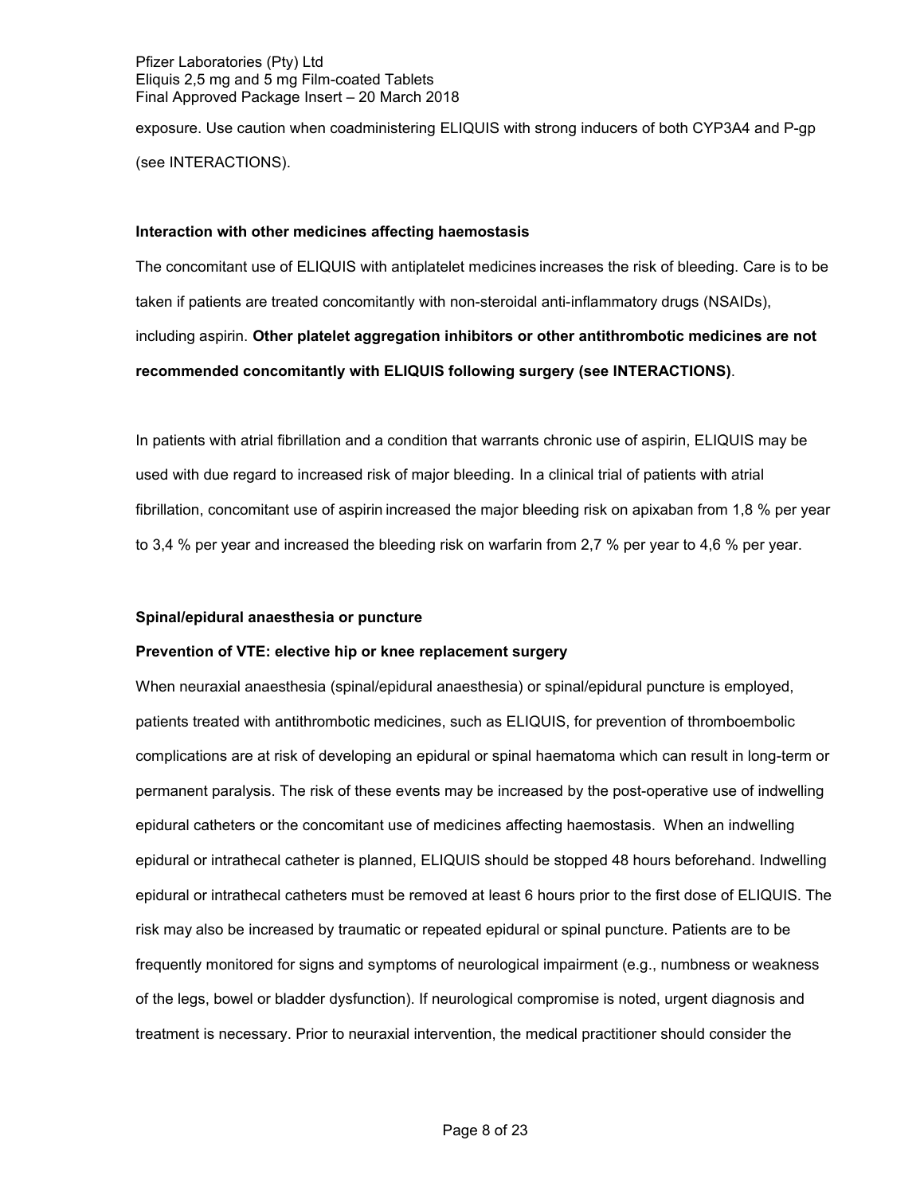exposure. Use caution when coadministering ELIQUIS with strong inducers of both CYP3A4 and P-gp (see INTERACTIONS).

**Interaction with other medicines affecting haemostasis**

The concomitant use of ELIQUIS with antiplatelet medicines increases the risk of bleeding. Care is to be taken if patients are treated concomitantly with non-steroidal anti-inflammatory drugs (NSAIDs), including aspirin. **Other platelet aggregation inhibitors or other antithrombotic medicines are not recommended concomitantly with ELIQUIS following surgery (see INTERACTIONS)**.

In patients with atrial fibrillation and a condition that warrants chronic use of aspirin, ELIQUIS may be used with due regard to increased risk of major bleeding. In a clinical trial of patients with atrial fibrillation, concomitant use of aspirin increased the major bleeding risk on apixaban from 1,8 % per year to 3,4 % per year and increased the bleeding risk on warfarin from 2,7 % per year to 4,6 % per year.

**Spinal/epidural anaesthesia or puncture**

**Prevention of VTE: elective hip or knee replacement surgery**

When neuraxial anaesthesia (spinal/epidural anaesthesia) or spinal/epidural puncture is employed, patients treated with antithrombotic medicines, such as ELIQUIS, for prevention of thromboembolic complications are at risk of developing an epidural or spinal haematoma which can result in long-term or permanent paralysis. The risk of these events may be increased by the post-operative use of indwelling epidural catheters or the concomitant use of medicines affecting haemostasis. When an indwelling epidural or intrathecal catheter is planned, ELIQUIS should be stopped 48 hours beforehand. Indwelling epidural or intrathecal catheters must be removed at least 6 hours prior to the first dose of ELIQUIS. The risk may also be increased by traumatic or repeated epidural or spinal puncture. Patients are to be frequently monitored for signs and symptoms of neurological impairment (e.g., numbness or weakness of the legs, bowel or bladder dysfunction). If neurological compromise is noted, urgent diagnosis and treatment is necessary. Prior to neuraxial intervention, the medical practitioner should consider the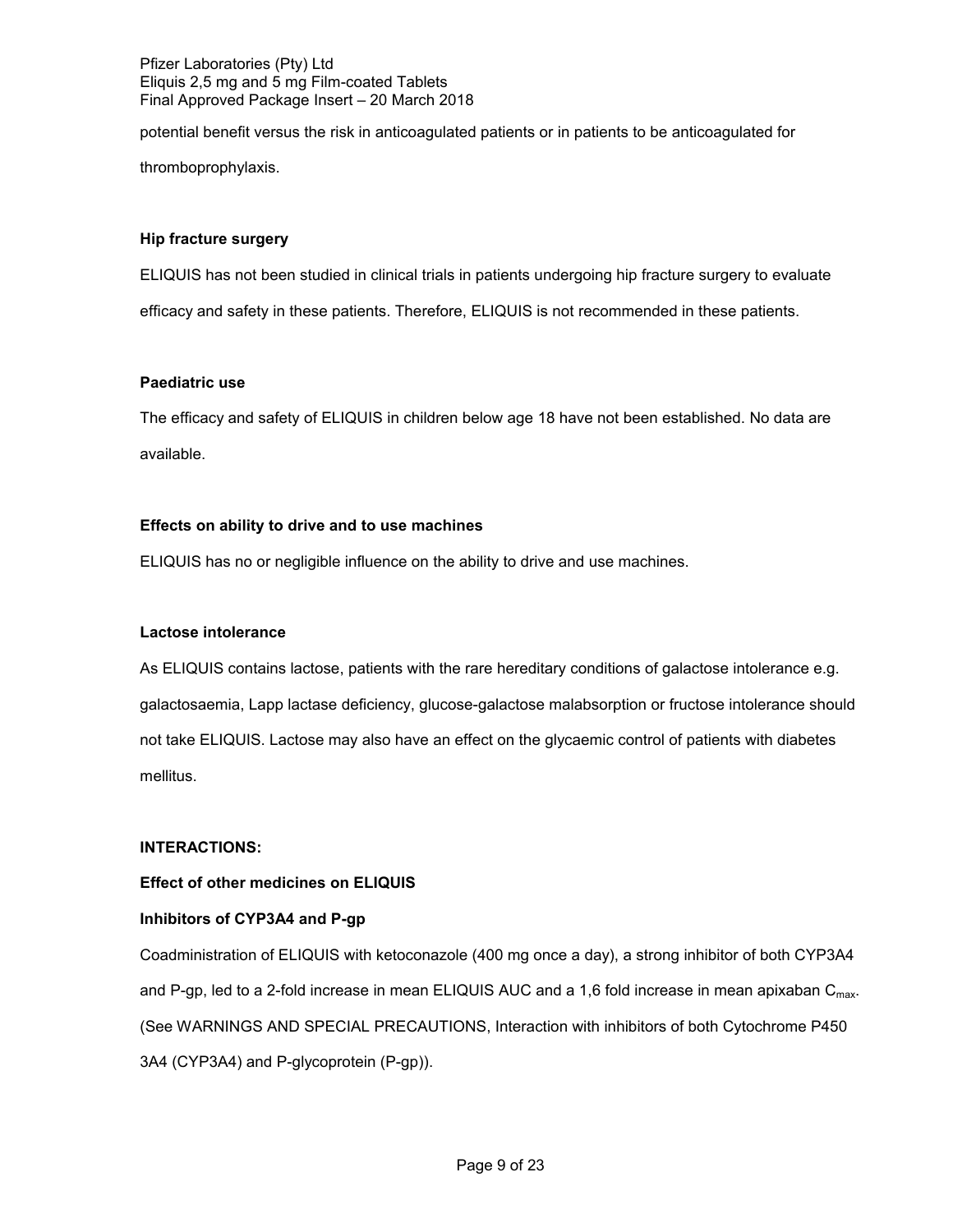potential benefit versus the risk in anticoagulated patients or in patients to be anticoagulated for thromboprophylaxis.

**Hip fracture surgery**

ELIQUIS has not been studied in clinical trials in patients undergoing hip fracture surgery to evaluate efficacy and safety in these patients. Therefore, ELIQUIS is not recommended in these patients.

**Paediatric use**

The efficacy and safety of ELIQUIS in children below age 18 have not been established. No data are available.

**Effects on ability to drive and to use machines**

ELIQUIS has no or negligible influence on the ability to drive and use machines.

**Lactose intolerance**

As ELIQUIS contains lactose, patients with the rare hereditary conditions of galactose intolerance e.g. galactosaemia, Lapp lactase deficiency, glucose-galactose malabsorption or fructose intolerance should not take ELIQUIS. Lactose may also have an effect on the glycaemic control of patients with diabetes mellitus.

**INTERACTIONS:**

**Effect of other medicines on ELIQUIS**

**Inhibitors of CYP3A4 and P-gp**

Coadministration of ELIQUIS with ketoconazole (400 mg once a day), a strong inhibitor of both CYP3A4 and P-gp, led to a 2-fold increase in mean ELIQUIS AUC and a 1,6 fold increase in mean apixaban $C_{max}$. (See WARNINGS AND SPECIAL PRECAUTIONS, Interaction with inhibitors of both Cytochrome P450 3A4 (CYP3A4) and P-glycoprotein (P-gp)).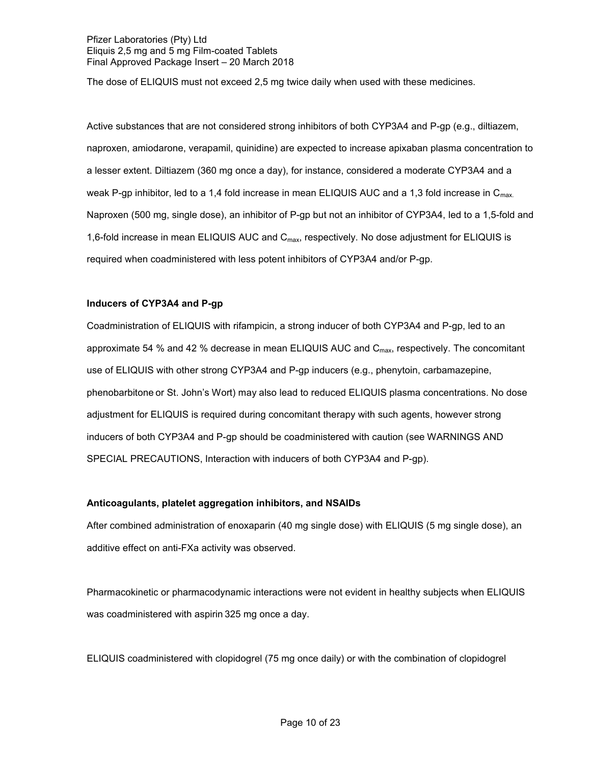The dose of ELIQUIS must not exceed 2,5 mg twice daily when used with these medicines.

Active substances that are not considered strong inhibitors of both CYP3A4 and P-gp (e.g., diltiazem, naproxen, amiodarone, verapamil, quinidine) are expected to increase apixaban plasma concentration to a lesser extent. Diltiazem (360 mg once a day), for instance, considered a moderate CYP3A4 and a weak P-gp inhibitor, led to a 1,4 fold increase in mean ELIQUIS AUC and a 1,3 fold increase in $C_{max.}$ Naproxen (500 mg, single dose), an inhibitor of P-gp but not an inhibitor of CYP3A4, led to a 1,5-fold and 1,6-fold increase in mean ELIQUIS AUC and $C_{max}$, respectively. No dose adjustment for ELIQUIS is required when coadministered with less potent inhibitors of CYP3A4 and/or P-gp.

**Inducers of CYP3A4 and P-gp**

Coadministration of ELIQUIS with rifampicin, a strong inducer of both CYP3A4 and P-gp, led to an approximate 54 % and 42 % decrease in mean ELIQUIS AUC and $C_{max}$, respectively. The concomitant use of ELIQUIS with other strong CYP3A4 and P-gp inducers (e.g., phenytoin, carbamazepine, phenobarbitone or St. John's Wort) may also lead to reduced ELIQUIS plasma concentrations. No dose adjustment for ELIQUIS is required during concomitant therapy with such agents, however strong inducers of both CYP3A4 and P-gp should be coadministered with caution (see WARNINGS AND SPECIAL PRECAUTIONS, Interaction with inducers of both CYP3A4 and P-gp).

**Anticoagulants, platelet aggregation inhibitors, and NSAIDs**

After combined administration of enoxaparin (40 mg single dose) with ELIQUIS (5 mg single dose), an additive effect on anti-FXa activity was observed.

Pharmacokinetic or pharmacodynamic interactions were not evident in healthy subjects when ELIQUIS was coadministered with aspirin 325 mg once a day.

ELIQUIS coadministered with clopidogrel (75 mg once daily) or with the combination of clopidogrel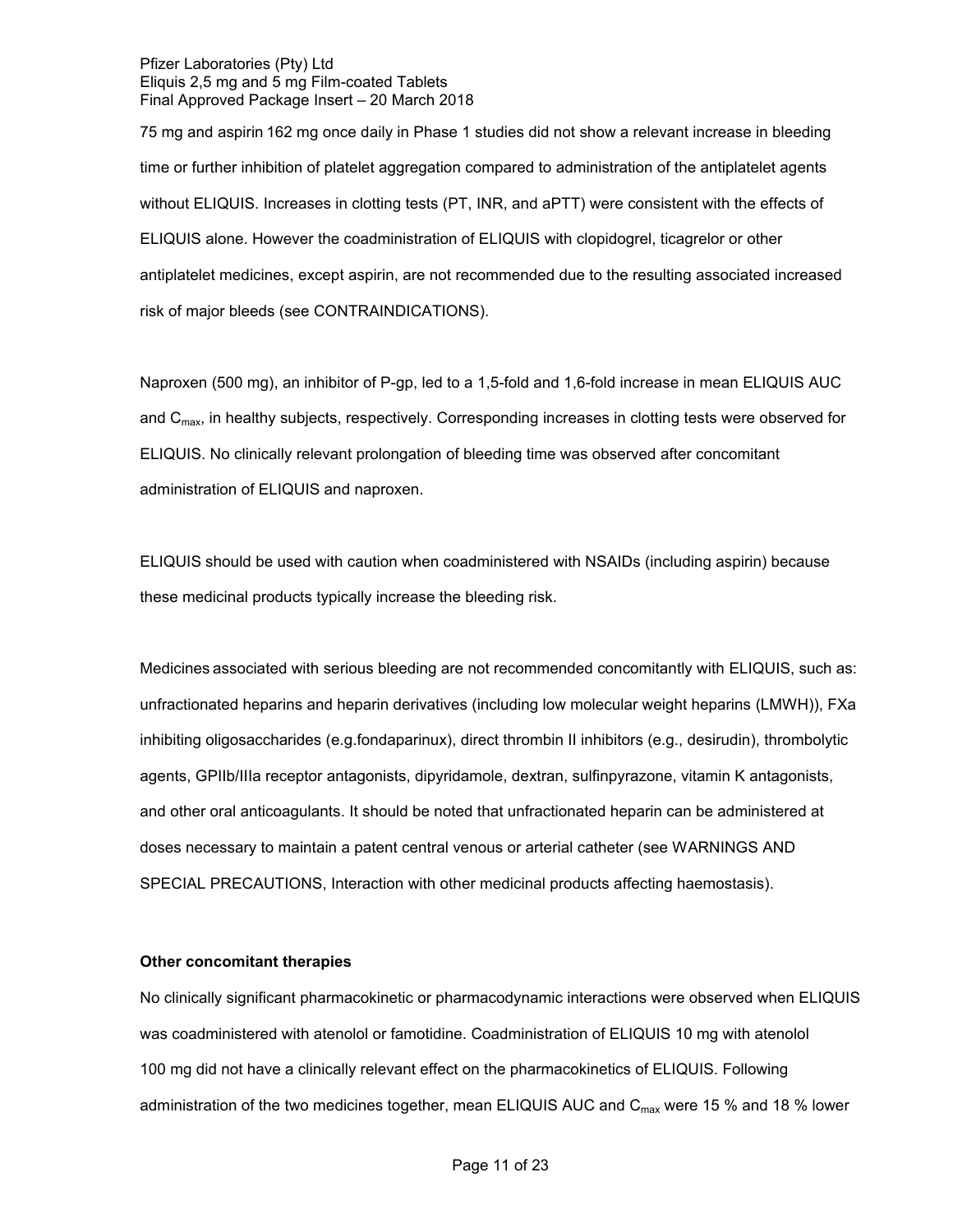75 mg and aspirin 162 mg once daily in Phase 1 studies did not show a relevant increase in bleeding time or further inhibition of platelet aggregation compared to administration of the antiplatelet agents without ELIQUIS. Increases in clotting tests (PT, INR, and aPTT) were consistent with the effects of ELIQUIS alone. However the coadministration of ELIQUIS with clopidogrel, ticagrelor or other antiplatelet medicines, except aspirin, are not recommended due to the resulting associated increased risk of major bleeds (see CONTRAINDICATIONS).

Naproxen (500 mg), an inhibitor of P-gp, led to a 1,5-fold and 1,6-fold increase in mean ELIQUIS AUC and $C_{max}$, in healthy subjects, respectively. Corresponding increases in clotting tests were observed for ELIQUIS. No clinically relevant prolongation of bleeding time was observed after concomitant administration of ELIQUIS and naproxen.

ELIQUIS should be used with caution when coadministered with NSAIDs (including aspirin) because these medicinal products typically increase the bleeding risk.

Medicines associated with serious bleeding are not recommended concomitantly with ELIQUIS, such as: unfractionated heparins and heparin derivatives (including low molecular weight heparins (LMWH)), FXa inhibiting oligosaccharides (e.g.fondaparinux), direct thrombin II inhibitors (e.g., desirudin), thrombolytic agents, GPIIb/IIIa receptor antagonists, dipyridamole, dextran, sulfinpyrazone, vitamin K antagonists, and other oral anticoagulants. It should be noted that unfractionated heparin can be administered at doses necessary to maintain a patent central venous or arterial catheter (see WARNINGS AND SPECIAL PRECAUTIONS, Interaction with other medicinal products affecting haemostasis).

**Other concomitant therapies**

No clinically significant pharmacokinetic or pharmacodynamic interactions were observed when ELIQUIS was coadministered with atenolol or famotidine. Coadministration of ELIQUIS 10 mg with atenolol 100 mg did not have a clinically relevant effect on the pharmacokinetics of ELIQUIS. Following administration of the two medicines together, mean ELIQUIS AUC and $C_{max}$ were 15 % and 18 % lower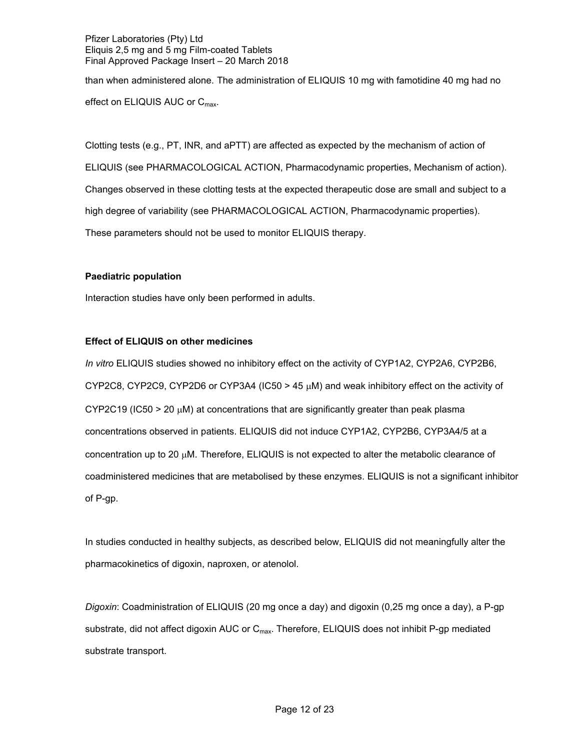than when administered alone. The administration of ELIQUIS 10 mg with famotidine 40 mg had no effect on ELIQUIS AUC or $C_{max}$.

Clotting tests (e.g., PT, INR, and aPTT) are affected as expected by the mechanism of action of ELIQUIS (see PHARMACOLOGICAL ACTION, Pharmacodynamic properties, Mechanism of action). Changes observed in these clotting tests at the expected therapeutic dose are small and subject to a high degree of variability (see PHARMACOLOGICAL ACTION, Pharmacodynamic properties). These parameters should not be used to monitor ELIQUIS therapy.

**Paediatric population**

Interaction studies have only been performed in adults.

**Effect of ELIQUIS on other medicines**

*In vitro* ELIQUIS studies showed no inhibitory effect on the activity of CYP1A2, CYP2A6, CYP2B6, CYP2C8, CYP2C9, CYP2D6 or CYP3A4 (IC50 > 45 μM) and weak inhibitory effect on the activity of CYP2C19 (IC50 > 20 μM) at concentrations that are significantly greater than peak plasma concentrations observed in patients. ELIQUIS did not induce CYP1A2, CYP2B6, CYP3A4/5 at a concentration up to 20 μM. Therefore, ELIQUIS is not expected to alter the metabolic clearance of coadministered medicines that are metabolised by these enzymes. ELIQUIS is not a significant inhibitor of P-gp.

In studies conducted in healthy subjects, as described below, ELIQUIS did not meaningfully alter the pharmacokinetics of digoxin, naproxen, or atenolol.

*Digoxin*: Coadministration of ELIQUIS (20 mg once a day) and digoxin (0,25 mg once a day), a P-gp substrate, did not affect digoxin AUC or $C_{max}$. Therefore, ELIQUIS does not inhibit P-gp mediated substrate transport.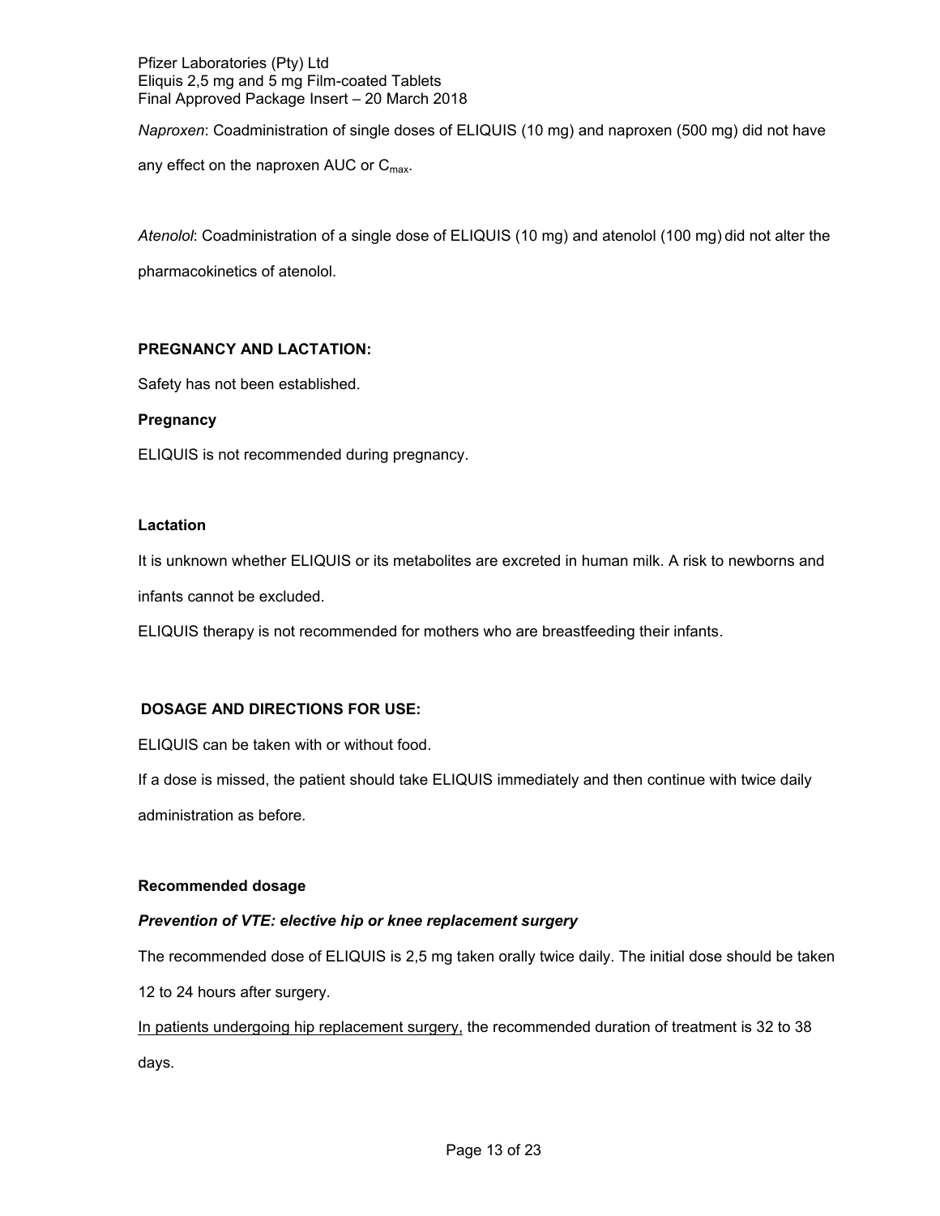*Naproxen*: Coadministration of single doses of ELIQUIS (10 mg) and naproxen (500 mg) did not have any effect on the naproxen AUC or $C_{max}$.

*Atenolol*: Coadministration of a single dose of ELIQUIS (10 mg) and atenolol (100 mg) did not alter the pharmacokinetics of atenolol.

## PREGNANCY AND LACTATION:

Safety has not been established.

### Pregnancy

ELIQUIS is not recommended during pregnancy.

### Lactation

It is unknown whether ELIQUIS or its metabolites are excreted in human milk. A risk to newborns and infants cannot be excluded.

ELIQUIS therapy is not recommended for mothers who are breastfeeding their infants.

## DOSAGE AND DIRECTIONS FOR USE:

ELIQUIS can be taken with or without food.

If a dose is missed, the patient should take ELIQUIS immediately and then continue with twice daily administration as before.

### Recommended dosage

***Prevention of VTE: elective hip or knee replacement surgery***

The recommended dose of ELIQUIS is 2,5 mg taken orally twice daily. The initial dose should be taken 12 to 24 hours after surgery.

<u>In patients undergoing hip replacement surgery,</u> the recommended duration of treatment is 32 to 38 days.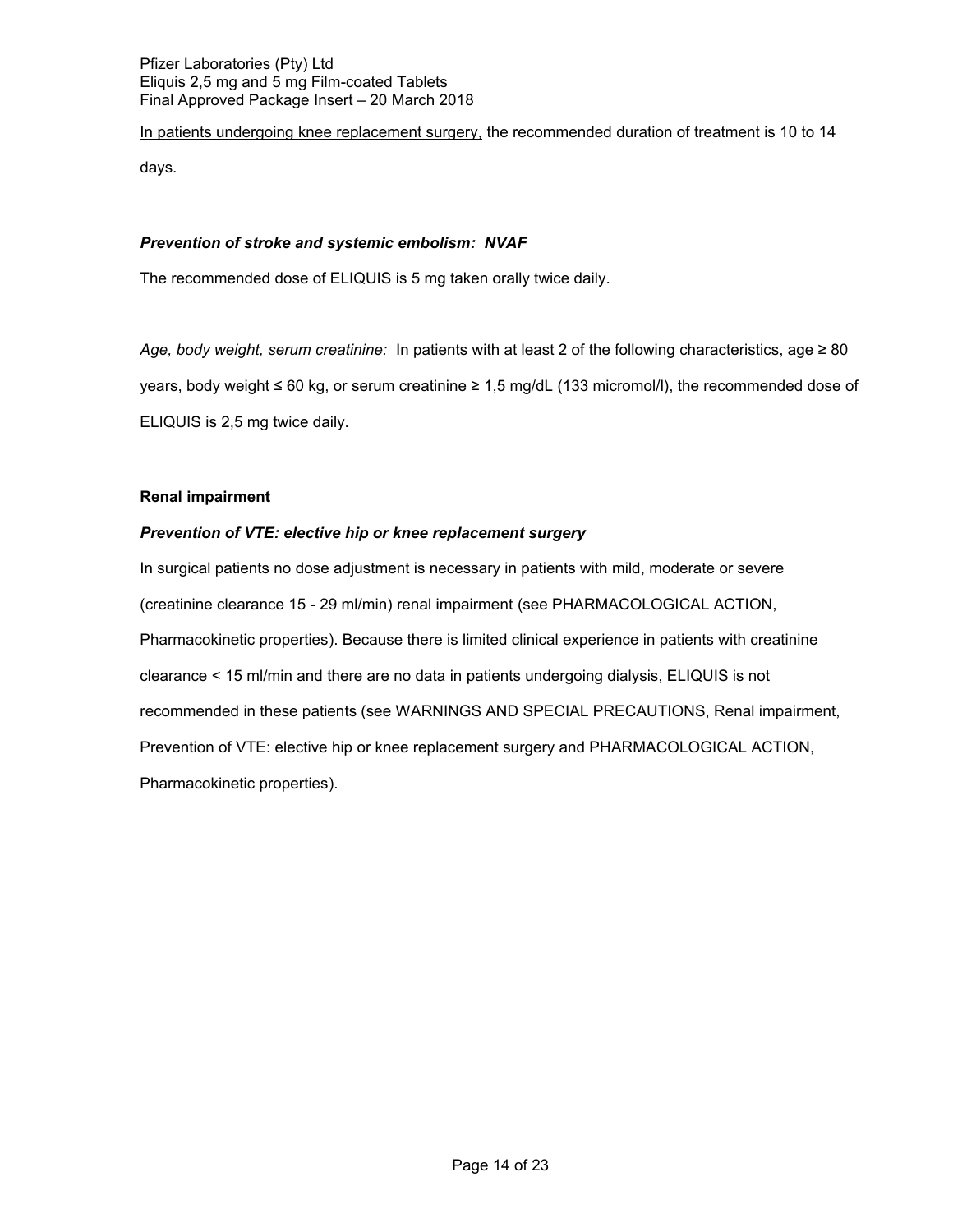<u>In patients undergoing knee replacement surgery,</u> the recommended duration of treatment is 10 to 14 days.

***Prevention of stroke and systemic embolism: NVAF***

The recommended dose of ELIQUIS is 5 mg taken orally twice daily.

*Age, body weight, serum creatinine:* In patients with at least 2 of the following characteristics, age ≥ 80 years, body weight ≤ 60 kg, or serum creatinine ≥ 1,5 mg/dL (133 micromol/l), the recommended dose of ELIQUIS is 2,5 mg twice daily.

**Renal impairment**

***Prevention of VTE: elective hip or knee replacement surgery***

In surgical patients no dose adjustment is necessary in patients with mild, moderate or severe (creatinine clearance 15 - 29 ml/min) renal impairment (see PHARMACOLOGICAL ACTION, Pharmacokinetic properties). Because there is limited clinical experience in patients with creatinine clearance < 15 ml/min and there are no data in patients undergoing dialysis, ELIQUIS is not recommended in these patients (see WARNINGS AND SPECIAL PRECAUTIONS, Renal impairment, Prevention of VTE: elective hip or knee replacement surgery and PHARMACOLOGICAL ACTION, Pharmacokinetic properties).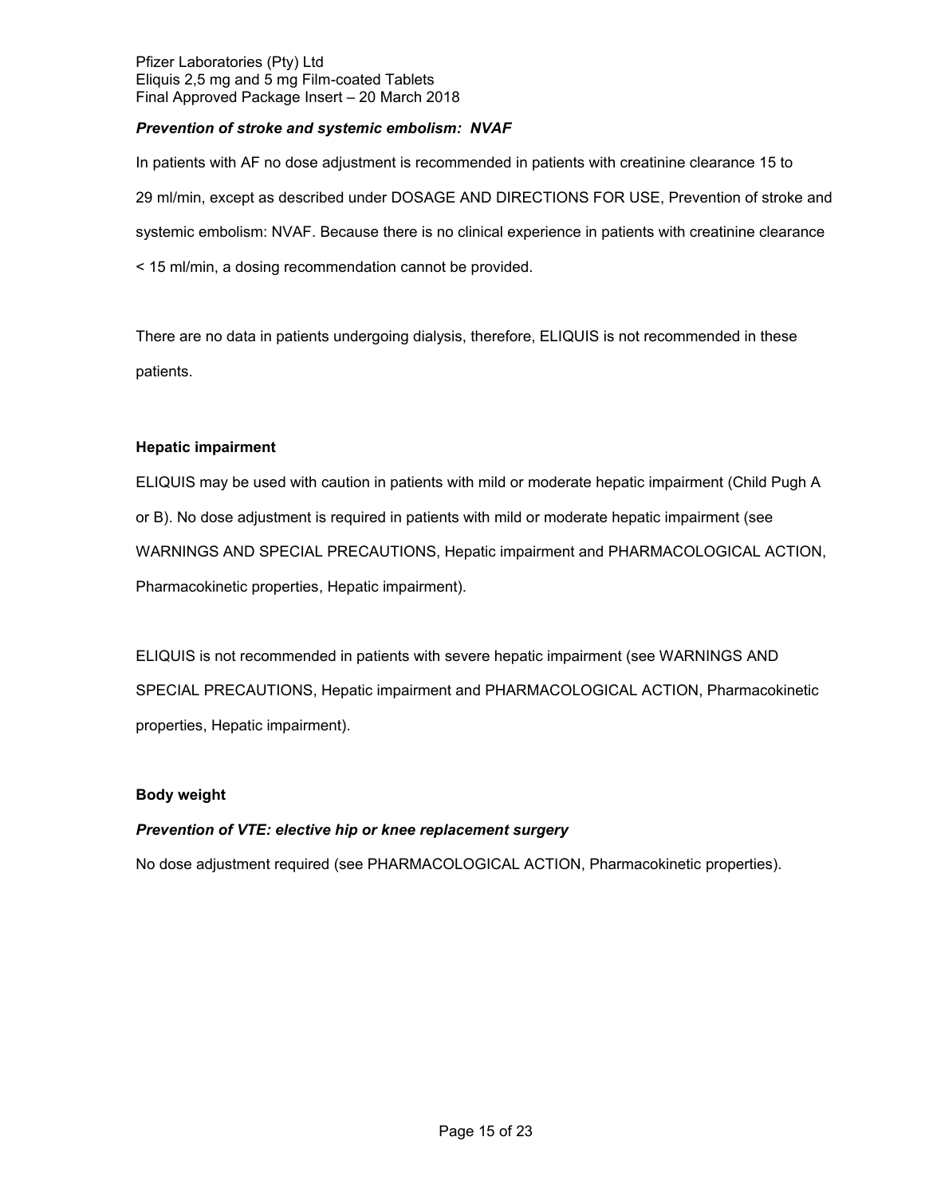***Prevention of stroke and systemic embolism: NVAF***

In patients with AF no dose adjustment is recommended in patients with creatinine clearance 15 to 29 ml/min, except as described under DOSAGE AND DIRECTIONS FOR USE, Prevention of stroke and systemic embolism: NVAF. Because there is no clinical experience in patients with creatinine clearance < 15 ml/min, a dosing recommendation cannot be provided.

There are no data in patients undergoing dialysis, therefore, ELIQUIS is not recommended in these patients.

**Hepatic impairment**

ELIQUIS may be used with caution in patients with mild or moderate hepatic impairment (Child Pugh A or B). No dose adjustment is required in patients with mild or moderate hepatic impairment (see WARNINGS AND SPECIAL PRECAUTIONS, Hepatic impairment and PHARMACOLOGICAL ACTION, Pharmacokinetic properties, Hepatic impairment).

ELIQUIS is not recommended in patients with severe hepatic impairment (see WARNINGS AND SPECIAL PRECAUTIONS, Hepatic impairment and PHARMACOLOGICAL ACTION, Pharmacokinetic properties, Hepatic impairment).

**Body weight**

***Prevention of VTE: elective hip or knee replacement surgery***

No dose adjustment required (see PHARMACOLOGICAL ACTION, Pharmacokinetic properties).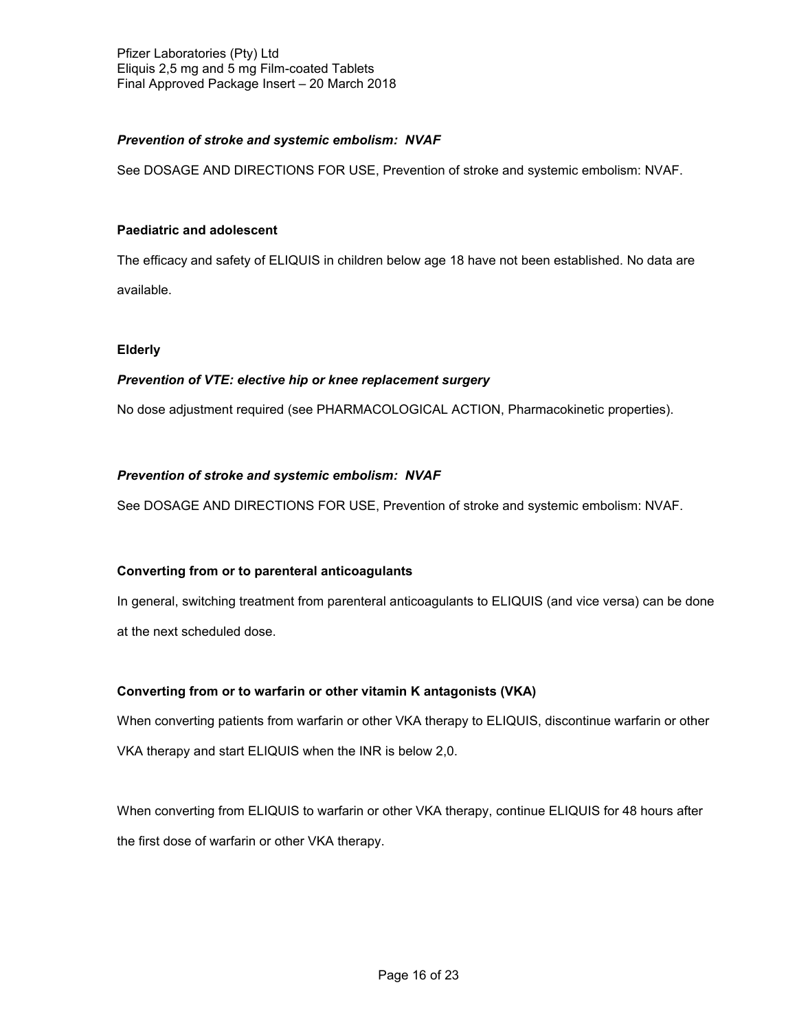***Prevention of stroke and systemic embolism: NVAF***

See DOSAGE AND DIRECTIONS FOR USE, Prevention of stroke and systemic embolism: NVAF.

**Paediatric and adolescent**

The efficacy and safety of ELIQUIS in children below age 18 have not been established. No data are available.

**Elderly**

***Prevention of VTE: elective hip or knee replacement surgery***

No dose adjustment required (see PHARMACOLOGICAL ACTION, Pharmacokinetic properties).

***Prevention of stroke and systemic embolism: NVAF***

See DOSAGE AND DIRECTIONS FOR USE, Prevention of stroke and systemic embolism: NVAF.

**Converting from or to parenteral anticoagulants**

In general, switching treatment from parenteral anticoagulants to ELIQUIS (and vice versa) can be done at the next scheduled dose.

**Converting from or to warfarin or other vitamin K antagonists (VKA)**

When converting patients from warfarin or other VKA therapy to ELIQUIS, discontinue warfarin or other VKA therapy and start ELIQUIS when the INR is below 2,0.

When converting from ELIQUIS to warfarin or other VKA therapy, continue ELIQUIS for 48 hours after the first dose of warfarin or other VKA therapy.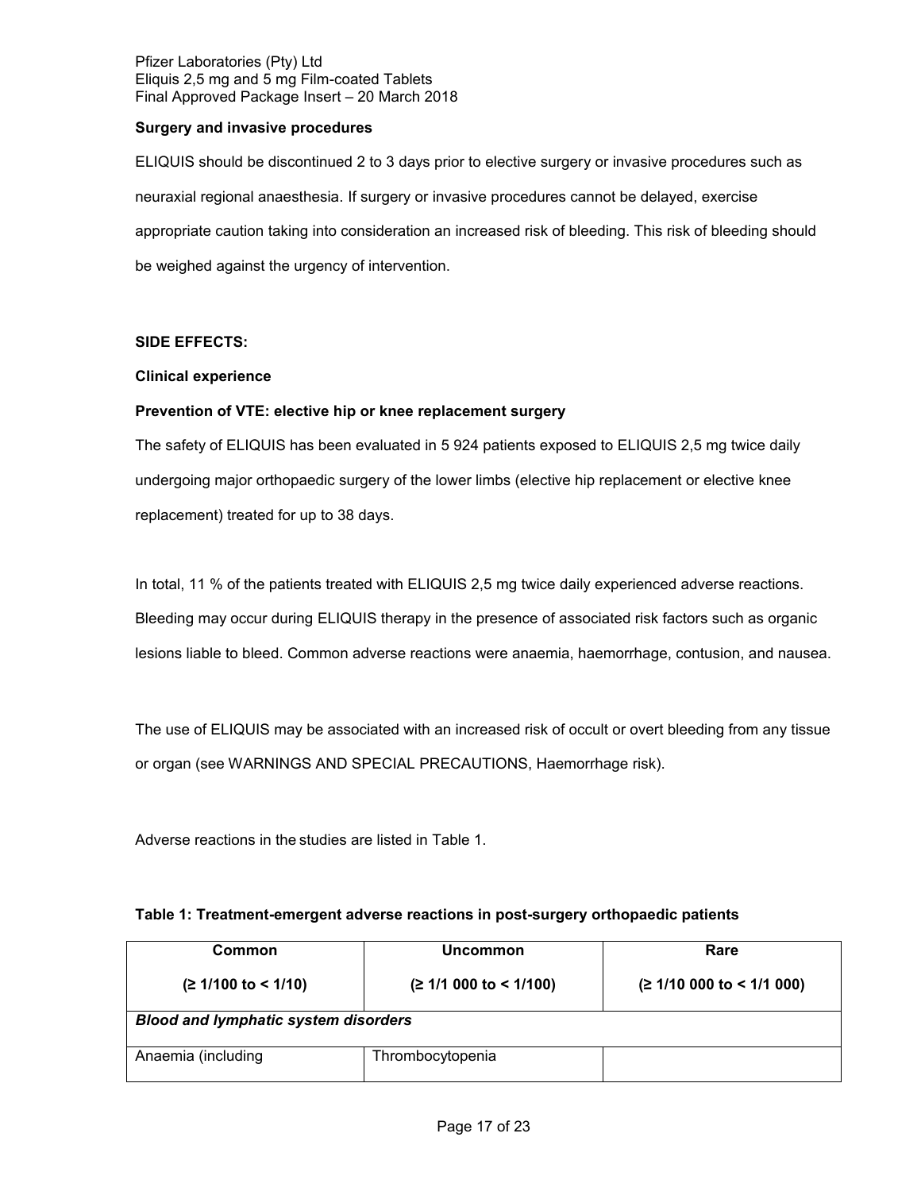**Surgery and invasive procedures**

ELIQUIS should be discontinued 2 to 3 days prior to elective surgery or invasive procedures such as neuraxial regional anaesthesia. If surgery or invasive procedures cannot be delayed, exercise appropriate caution taking into consideration an increased risk of bleeding. This risk of bleeding should be weighed against the urgency of intervention.

**SIDE EFFECTS:**

**Clinical experience**

**Prevention of VTE: elective hip or knee replacement surgery**

The safety of ELIQUIS has been evaluated in 5 924 patients exposed to ELIQUIS 2,5 mg twice daily undergoing major orthopaedic surgery of the lower limbs (elective hip replacement or elective knee replacement) treated for up to 38 days.

In total, 11 % of the patients treated with ELIQUIS 2,5 mg twice daily experienced adverse reactions. Bleeding may occur during ELIQUIS therapy in the presence of associated risk factors such as organic lesions liable to bleed. Common adverse reactions were anaemia, haemorrhage, contusion, and nausea.

The use of ELIQUIS may be associated with an increased risk of occult or overt bleeding from any tissue or organ (see WARNINGS AND SPECIAL PRECAUTIONS, Haemorrhage risk).

Adverse reactions in the studies are listed in Table 1.

**Table 1: Treatment-emergent adverse reactions in post-surgery orthopaedic patients**

| Common (≥ 1/100 to < 1/10) | Uncommon (≥ 1/1 000 to < 1/100) | Rare (≥ 1/10 000 to < 1/1 000) |
|---|---|---|
| ***Blood and lymphatic system disorders*** | | |
| Anaemia (including | Thrombocytopenia | |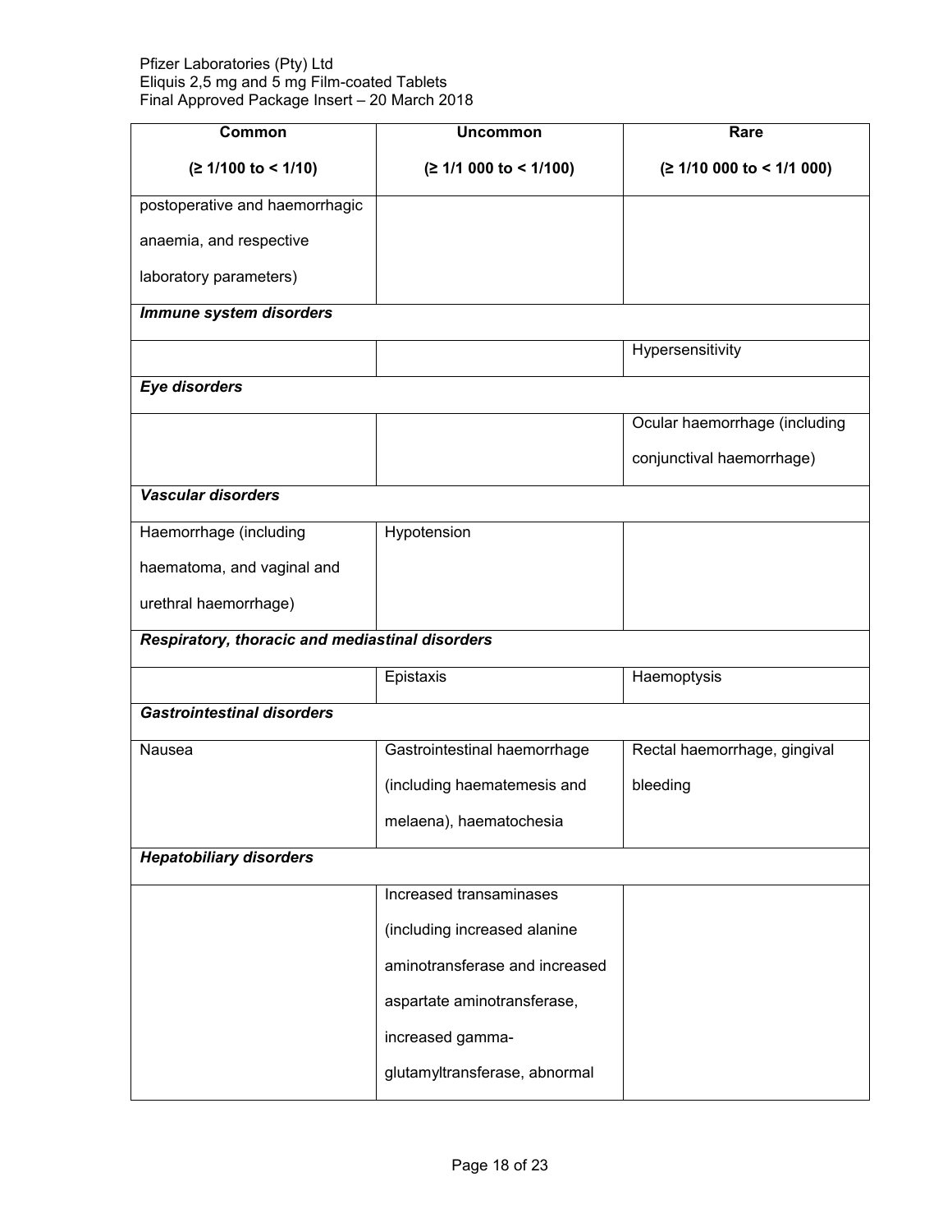| Common<br>(≥ 1/100 to < 1/10) | Uncommon<br>(≥ 1/1 000 to < 1/100) | Rare<br>(≥ 1/10 000 to < 1/1 000) |
|---|---|---|
| postoperative and haemorrhagic anaemia, and respective laboratory parameters) | | |
| ***Immune system disorders*** | | |
| | | Hypersensitivity |
| ***Eye disorders*** | | |
| | | Ocular haemorrhage (including conjunctival haemorrhage) |
| ***Vascular disorders*** | | |
| Haemorrhage (including haematoma, and vaginal and urethral haemorrhage) | Hypotension | |
| ***Respiratory, thoracic and mediastinal disorders*** | | |
| | Epistaxis | Haemoptysis |
| ***Gastrointestinal disorders*** | | |
| Nausea | Gastrointestinal haemorrhage (including haematemesis and melaena), haematochesia | Rectal haemorrhage, gingival bleeding |
| ***Hepatobiliary disorders*** | | |
| | Increased transaminases (including increased alanine aminotransferase and increased aspartate aminotransferase, increased gamma-glutamyltransferase, abnormal | |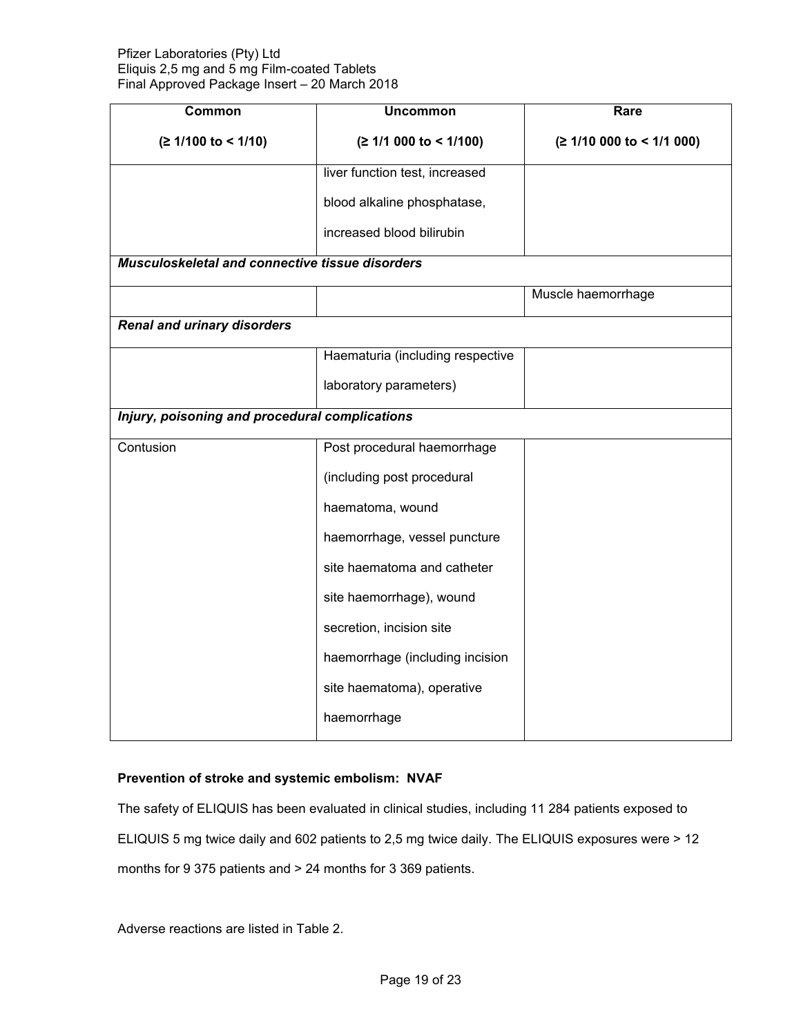| Common<br><br>(≥ 1/100 to < 1/10) | Uncommon<br><br>(≥ 1/1 000 to < 1/100) | Rare<br><br>(≥ 1/10 000 to < 1/1 000) |
|---|---|---|
| | liver function test, increased blood alkaline phosphatase, increased blood bilirubin | |
| ***Musculoskeletal and connective tissue disorders*** | | |
| | | Muscle haemorrhage |
| ***Renal and urinary disorders*** | | |
| | Haematuria (including respective laboratory parameters) | |
| ***Injury, poisoning and procedural complications*** | | |
| Contusion | Post procedural haemorrhage (including post procedural haematoma, wound haemorrhage, vessel puncture site haematoma and catheter site haemorrhage), wound secretion, incision site haemorrhage (including incision site haematoma), operative haemorrhage | |

**Prevention of stroke and systemic embolism: NVAF**

The safety of ELIQUIS has been evaluated in clinical studies, including 11 284 patients exposed to ELIQUIS 5 mg twice daily and 602 patients to 2,5 mg twice daily. The ELIQUIS exposures were > 12 months for 9 375 patients and > 24 months for 3 369 patients.

Adverse reactions are listed in Table 2.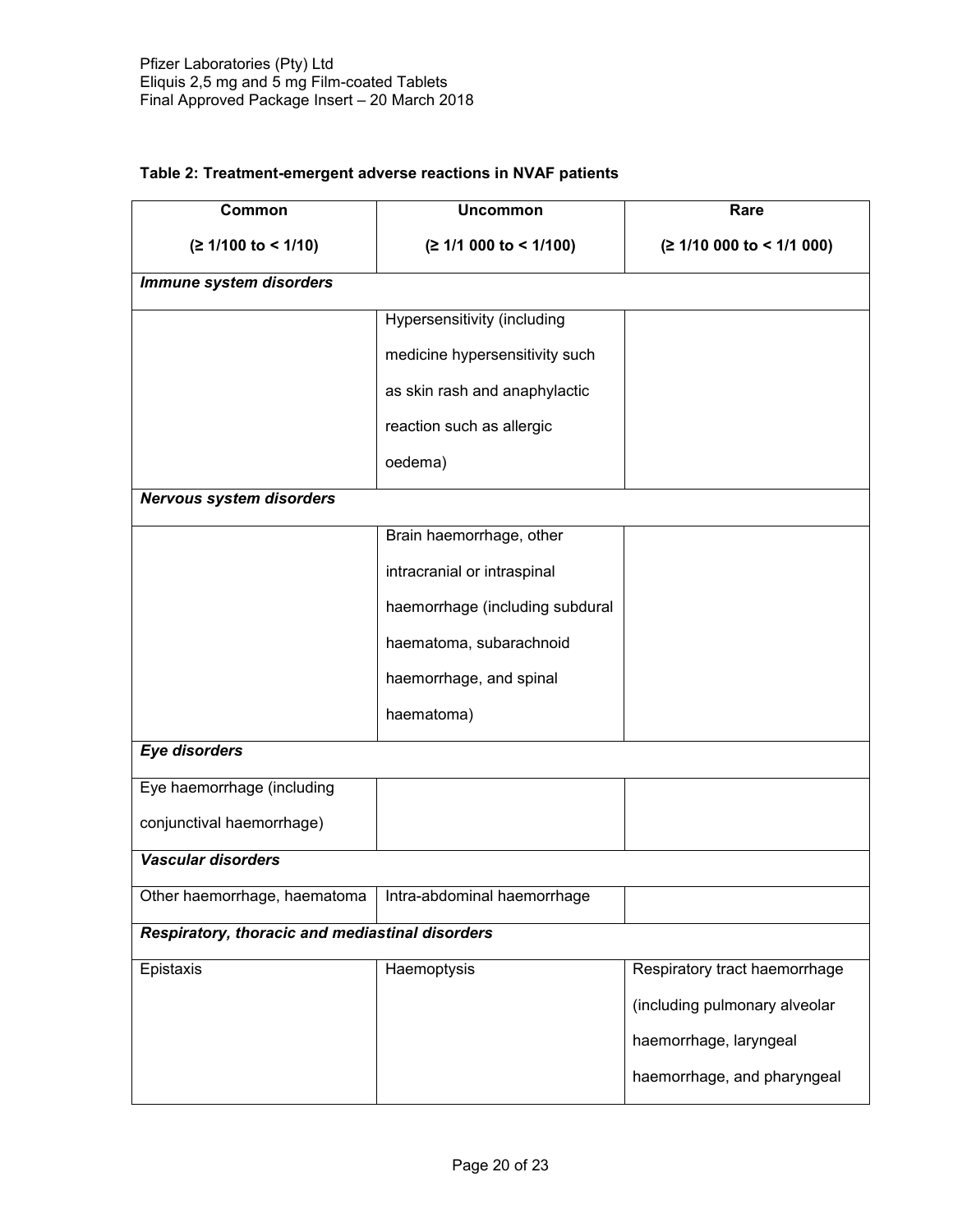**Table 2: Treatment-emergent adverse reactions in NVAF patients**

| Common<br>(≥ 1/100 to < 1/10) | Uncommon<br>(≥ 1/1 000 to < 1/100) | Rare<br>(≥ 1/10 000 to < 1/1 000) |
|---|---|---|
| ***Immune system disorders*** | | |
| | Hypersensitivity (including medicine hypersensitivity such as skin rash and anaphylactic reaction such as allergic oedema) | |
| ***Nervous system disorders*** | | |
| | Brain haemorrhage, other intracranial or intraspinal haemorrhage (including subdural haematoma, subarachnoid haemorrhage, and spinal haematoma) | |
| ***Eye disorders*** | | |
| Eye haemorrhage (including conjunctival haemorrhage) | | |
| ***Vascular disorders*** | | |
| Other haemorrhage, haematoma | Intra-abdominal haemorrhage | |
| ***Respiratory, thoracic and mediastinal disorders*** | | |
| Epistaxis | Haemoptysis | Respiratory tract haemorrhage (including pulmonary alveolar haemorrhage, laryngeal haemorrhage, and pharyngeal |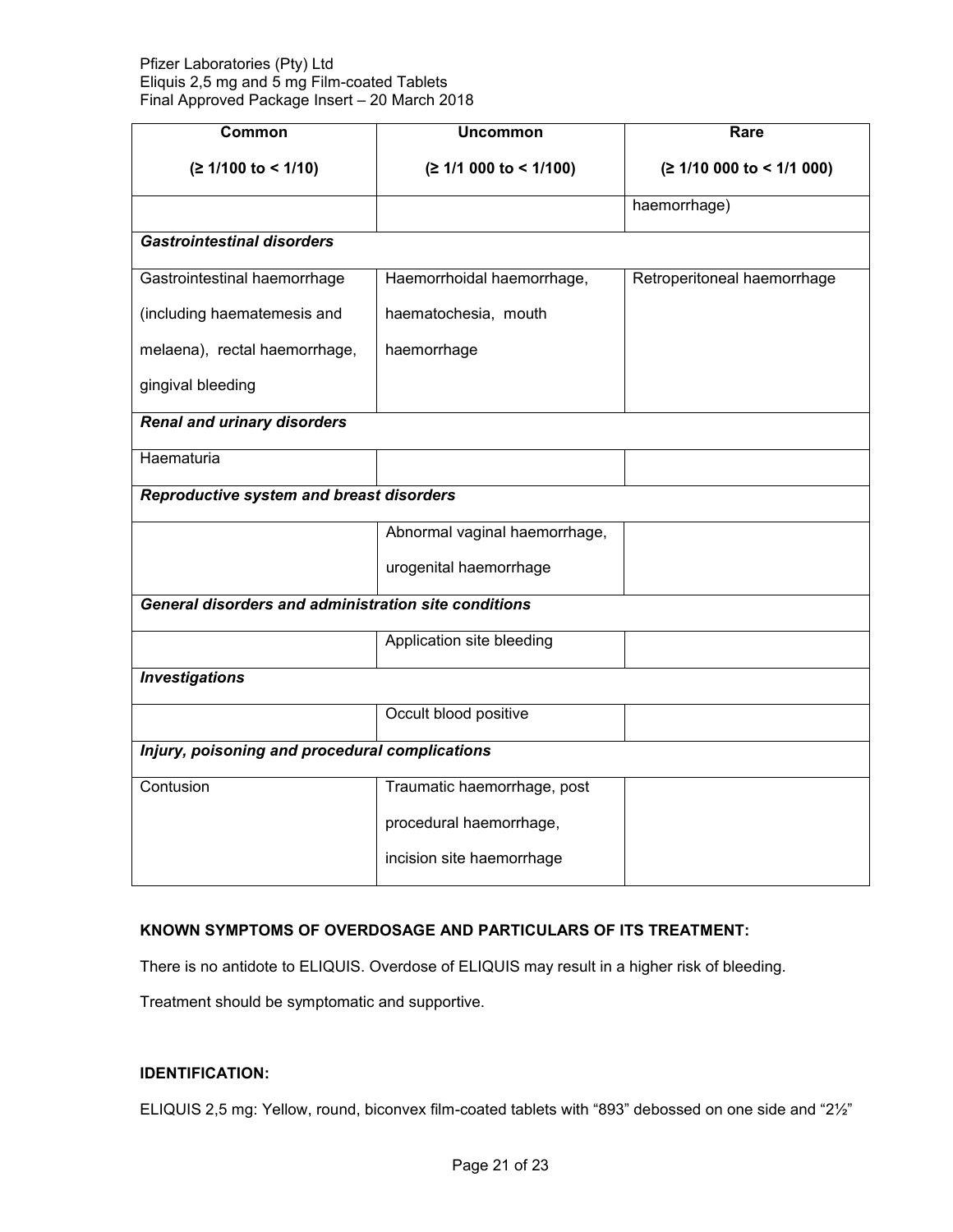| Common (≥ 1/100 to < 1/10) | Uncommon (≥ 1/1 000 to < 1/100) | Rare (≥ 1/10 000 to < 1/1 000) |
|---|---|---|
| | | haemorrhage) |
| ***Gastrointestinal disorders*** | | |
| Gastrointestinal haemorrhage (including haematemesis and melaena), rectal haemorrhage, gingival bleeding | Haemorrhoidal haemorrhage, haematochesia, mouth haemorrhage | Retroperitoneal haemorrhage |
| ***Renal and urinary disorders*** | | |
| Haematuria | | |
| ***Reproductive system and breast disorders*** | | |
| | Abnormal vaginal haemorrhage, urogenital haemorrhage | |
| ***General disorders and administration site conditions*** | | |
| | Application site bleeding | |
| ***Investigations*** | | |
| | Occult blood positive | |
| ***Injury, poisoning and procedural complications*** | | |
| Contusion | Traumatic haemorrhage, post procedural haemorrhage, incision site haemorrhage | |

**KNOWN SYMPTOMS OF OVERDOSAGE AND PARTICULARS OF ITS TREATMENT:**

There is no antidote to ELIQUIS. Overdose of ELIQUIS may result in a higher risk of bleeding.

Treatment should be symptomatic and supportive.

**IDENTIFICATION:**

ELIQUIS 2,5 mg: Yellow, round, biconvex film-coated tablets with “893” debossed on one side and “2½”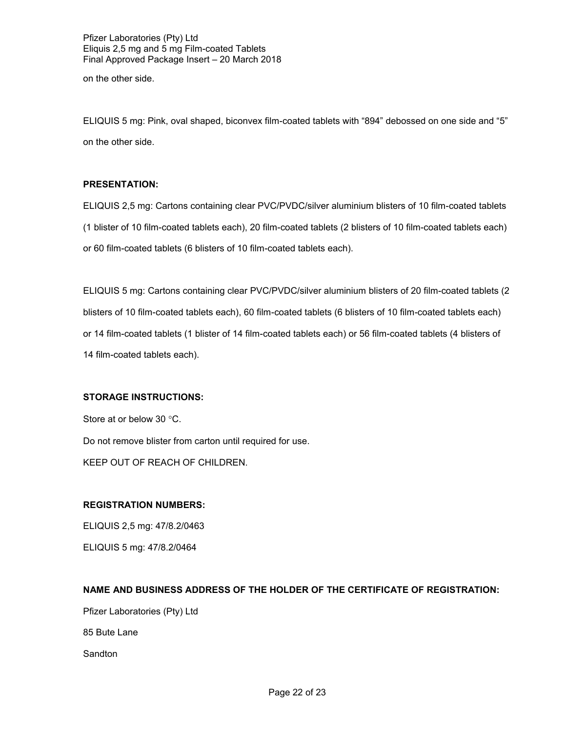on the other side.

ELIQUIS 5 mg: Pink, oval shaped, biconvex film-coated tablets with "894" debossed on one side and "5" on the other side.

**PRESENTATION:**

ELIQUIS 2,5 mg: Cartons containing clear PVC/PVDC/silver aluminium blisters of 10 film-coated tablets (1 blister of 10 film-coated tablets each), 20 film-coated tablets (2 blisters of 10 film-coated tablets each) or 60 film-coated tablets (6 blisters of 10 film-coated tablets each).

ELIQUIS 5 mg: Cartons containing clear PVC/PVDC/silver aluminium blisters of 20 film-coated tablets (2 blisters of 10 film-coated tablets each), 60 film-coated tablets (6 blisters of 10 film-coated tablets each) or 14 film-coated tablets (1 blister of 14 film-coated tablets each) or 56 film-coated tablets (4 blisters of 14 film-coated tablets each).

**STORAGE INSTRUCTIONS:**

Store at or below 30 °C.

Do not remove blister from carton until required for use.

KEEP OUT OF REACH OF CHILDREN.

**REGISTRATION NUMBERS:**

ELIQUIS 2,5 mg: 47/8.2/0463

ELIQUIS 5 mg: 47/8.2/0464

**NAME AND BUSINESS ADDRESS OF THE HOLDER OF THE CERTIFICATE OF REGISTRATION:**

Pfizer Laboratories (Pty) Ltd

85 Bute Lane

Sandton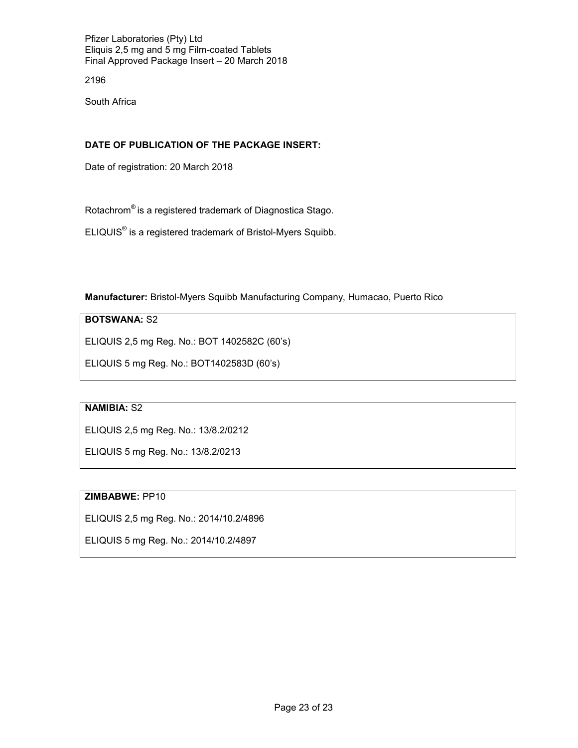2196

South Africa

**DATE OF PUBLICATION OF THE PACKAGE INSERT:**

Date of registration: 20 March 2018

Rotachrom® is a registered trademark of Diagnostica Stago.

ELIQUIS® is a registered trademark of Bristol-Myers Squibb.

**Manufacturer:** Bristol-Myers Squibb Manufacturing Company, Humacao, Puerto Rico

**BOTSWANA:** S2

ELIQUIS 2,5 mg Reg. No.: BOT 1402582C (60's)

ELIQUIS 5 mg Reg. No.: BOT1402583D (60's)

**NAMIBIA:** S2

ELIQUIS 2,5 mg Reg. No.: 13/8.2/0212

ELIQUIS 5 mg Reg. No.: 13/8.2/0213

**ZIMBABWE:** PP10

ELIQUIS 2,5 mg Reg. No.: 2014/10.2/4896

ELIQUIS 5 mg Reg. No.: 2014/10.2/4897